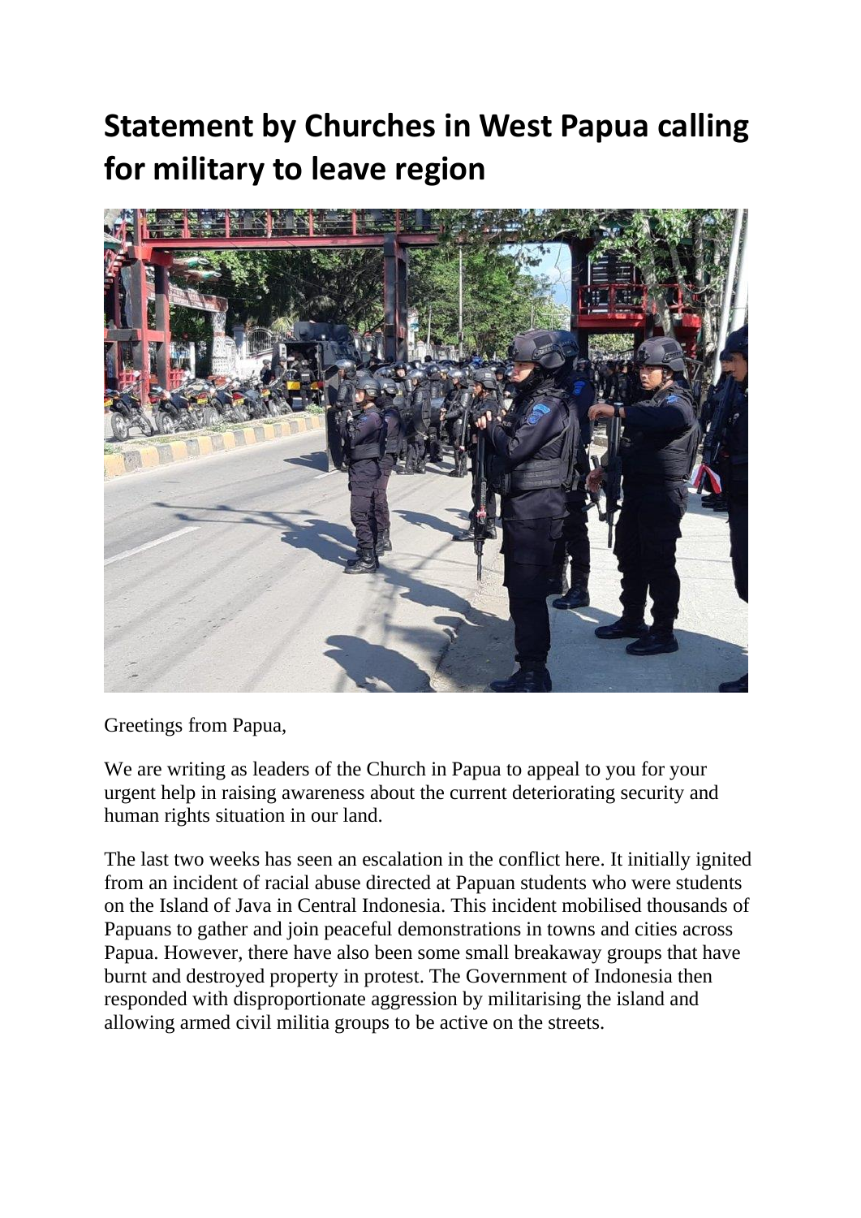# Statement by Churches in West Papua calling for military to leave region

Greetings from Papua,

We are writing as leaders of the Church in Papua to appeal to you for your urgent help in raising awareness about the current deteriorating security and human rights situation in our land.

The last two weeks has seen an escalation in the conflict here. It initially ignited from an incident of racial abuse directed at Papuan students who were students on the Island of Java in Central Indonesia. This incident mobilised thousands of Papuans to gather and join peaceful demonstrations in towns and cities across Papua. However, there have also been some small breakaway groups that have burnt and destroyed property in protest. The Government of Indonesia then responded with disproportionate aggression by militarising the island and allowing armed civil militia groups to be active on the streets.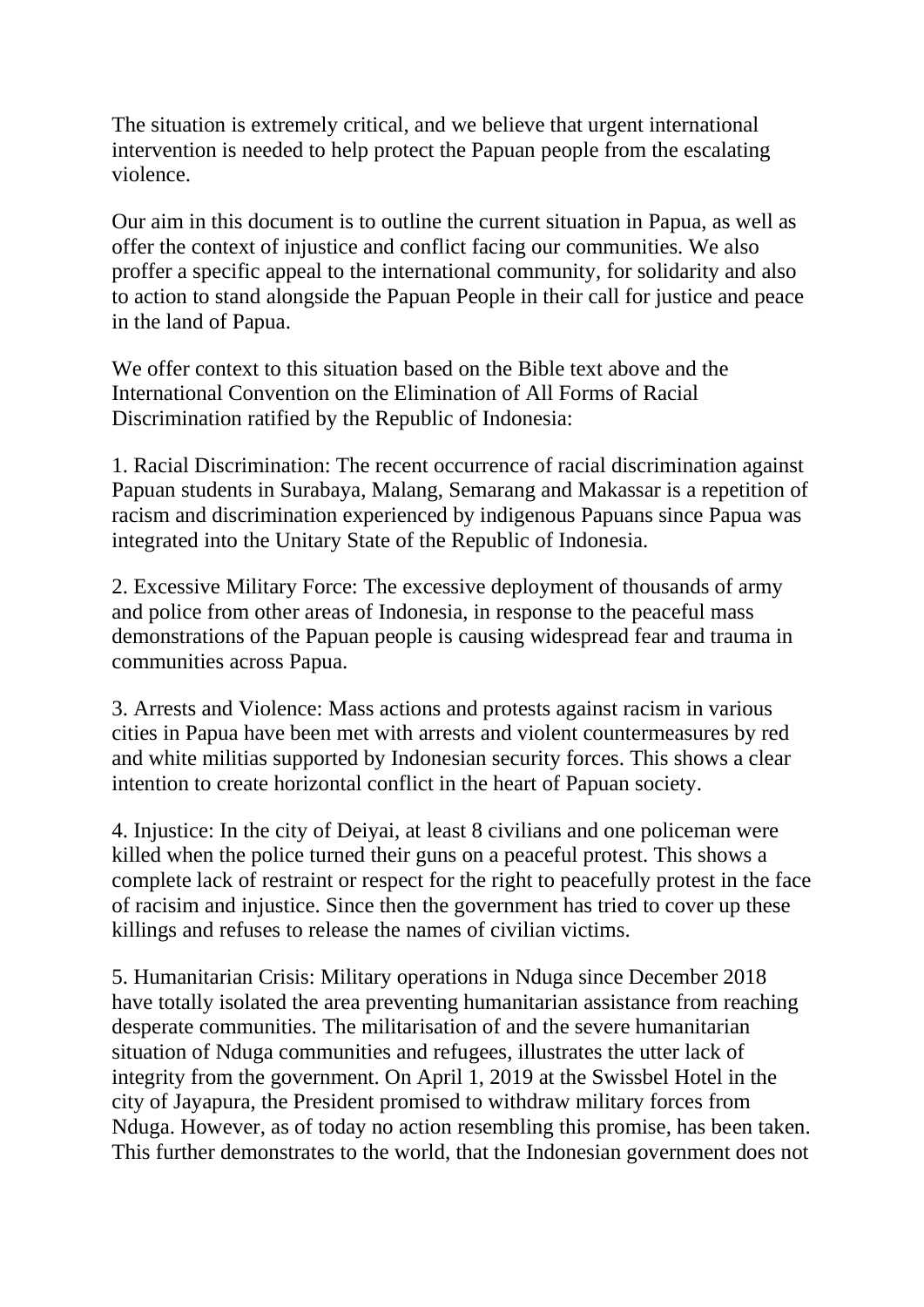The situation is extremely critical, and we believe that urgent international intervention is needed to help protect the Papuan people from the escalating violence.

Our aim in this document is to outline the current situation in Papua, as well as offer the context of injustice and conflict facing our communities. We also proffer a specific appeal to the international community, for solidarity and also to action to stand alongside the Papuan People in their call for justice and peace in the land of Papua.

We offer context to this situation based on the Bible text above and the International Convention on the Elimination of All Forms of Racial Discrimination ratified by the Republic of Indonesia:

1. Racial Discrimination: The recent occurrence of racial discrimination against Papuan students in Surabaya, Malang, Semarang and Makassar is a repetition of racism and discrimination experienced by indigenous Papuans since Papua was integrated into the Unitary State of the Republic of Indonesia.

2. Excessive Military Force: The excessive deployment of thousands of army and police from other areas of Indonesia, in response to the peaceful mass demonstrations of the Papuan people is causing widespread fear and trauma in communities across Papua.

3. Arrests and Violence: Mass actions and protests against racism in various cities in Papua have been met with arrests and violent countermeasures by red and white militias supported by Indonesian security forces. This shows a clear intention to create horizontal conflict in the heart of Papuan society.

4. Injustice: In the city of Deiyai, at least 8 civilians and one policeman were killed when the police turned their guns on a peaceful protest. This shows a complete lack of restraint or respect for the right to peacefully protest in the face of racisim and injustice. Since then the government has tried to cover up these killings and refuses to release the names of civilian victims.

5. Humanitarian Crisis: Military operations in Nduga since December 2018 have totally isolated the area preventing humanitarian assistance from reaching desperate communities. The militarisation of and the severe humanitarian situation of Nduga communities and refugees, illustrates the utter lack of integrity from the government. On April 1, 2019 at the Swissbel Hotel in the city of Jayapura, the President promised to withdraw military forces from Nduga. However, as of today no action resembling this promise, has been taken. This further demonstrates to the world, that the Indonesian government does not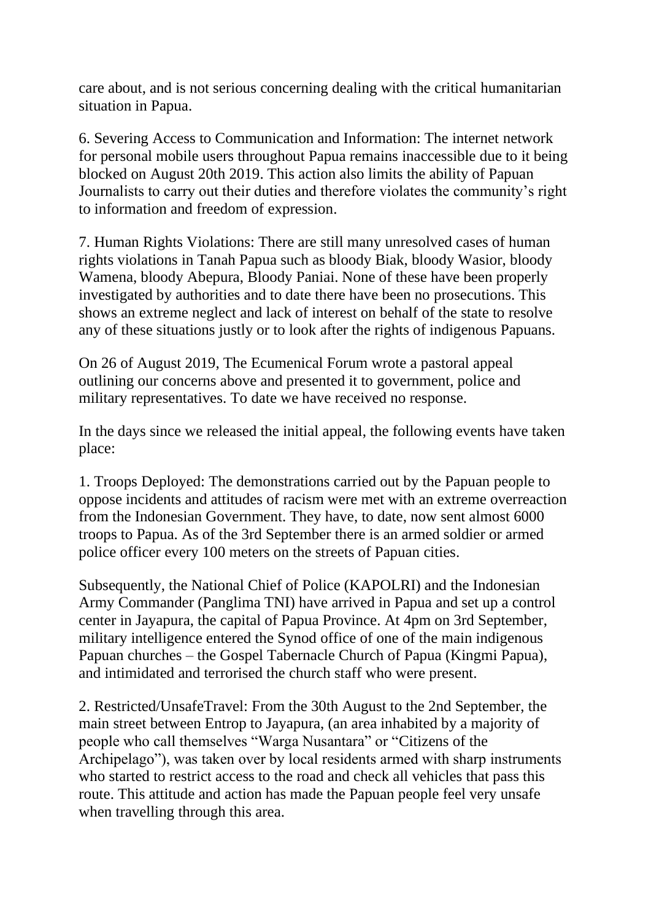care about, and is not serious concerning dealing with the critical humanitarian situation in Papua.

6. Severing Access to Communication and Information: The internet network for personal mobile users throughout Papua remains inaccessible due to it being blocked on August 20th 2019. This action also limits the ability of Papuan Journalists to carry out their duties and therefore violates the community's right to information and freedom of expression.

7. Human Rights Violations: There are still many unresolved cases of human rights violations in Tanah Papua such as bloody Biak, bloody Wasior, bloody Wamena, bloody Abepura, Bloody Paniai. None of these have been properly investigated by authorities and to date there have been no prosecutions. This shows an extreme neglect and lack of interest on behalf of the state to resolve any of these situations justly or to look after the rights of indigenous Papuans.

On 26 of August 2019, The Ecumenical Forum wrote a pastoral appeal outlining our concerns above and presented it to government, police and military representatives. To date we have received no response.

In the days since we released the initial appeal, the following events have taken place:

1. Troops Deployed: The demonstrations carried out by the Papuan people to oppose incidents and attitudes of racism were met with an extreme overreaction from the Indonesian Government. They have, to date, now sent almost 6000 troops to Papua. As of the 3rd September there is an armed soldier or armed police officer every 100 meters on the streets of Papuan cities.

Subsequently, the National Chief of Police (KAPOLRI) and the Indonesian Army Commander (Panglima TNI) have arrived in Papua and set up a control center in Jayapura, the capital of Papua Province. At 4pm on 3rd September, military intelligence entered the Synod office of one of the main indigenous Papuan churches – the Gospel Tabernacle Church of Papua (Kingmi Papua), and intimidated and terrorised the church staff who were present.

2. Restricted/UnsafeTravel: From the 30th August to the 2nd September, the main street between Entrop to Jayapura, (an area inhabited by a majority of people who call themselves "Warga Nusantara" or "Citizens of the Archipelago"), was taken over by local residents armed with sharp instruments who started to restrict access to the road and check all vehicles that pass this route. This attitude and action has made the Papuan people feel very unsafe when travelling through this area.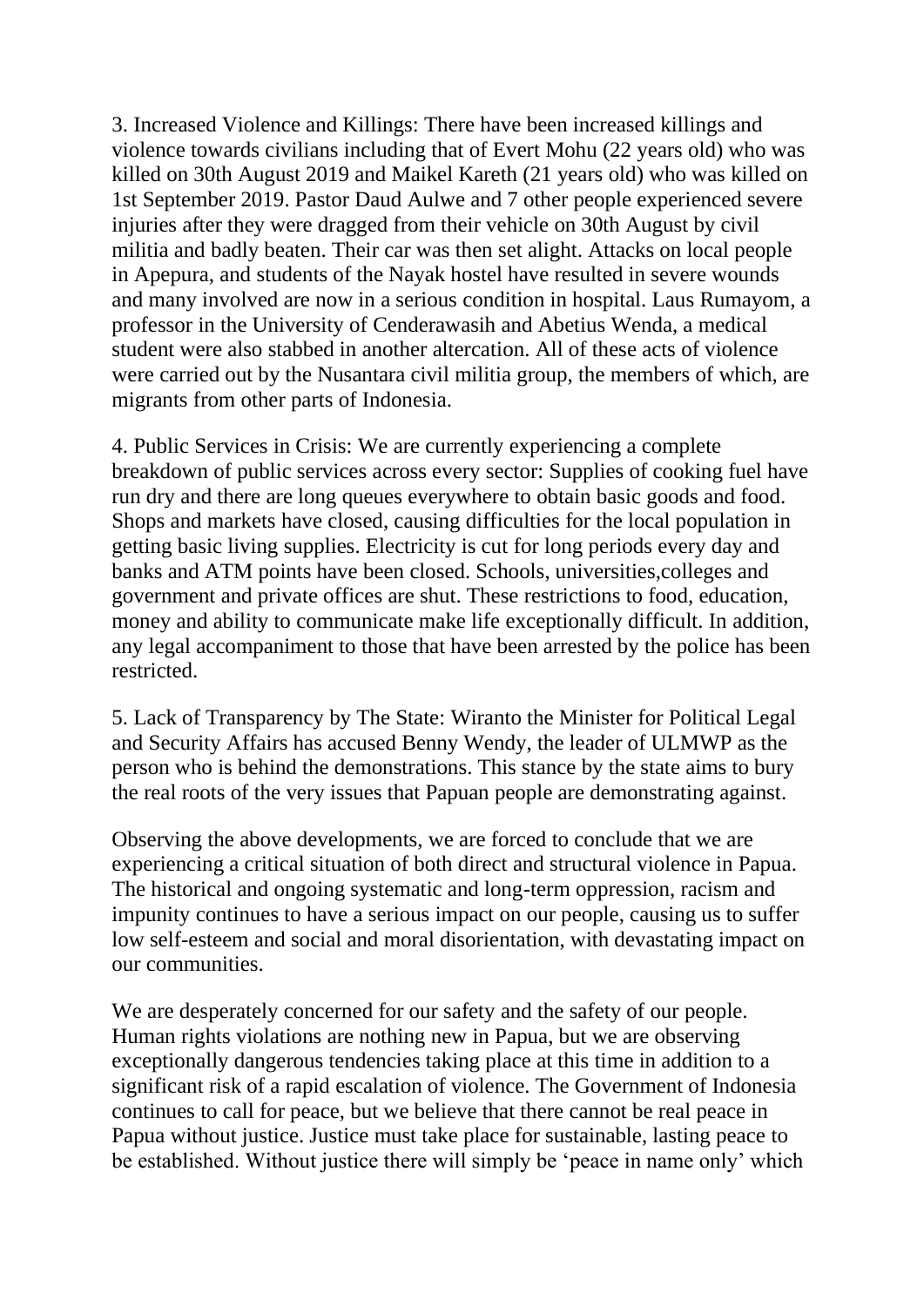3. Increased Violence and Killings: There have been increased killings and violence towards civilians including that of Evert Mohu (22 years old) who was killed on 30th August 2019 and Maikel Kareth (21 years old) who was killed on 1st September 2019. Pastor Daud Aulwe and 7 other people experienced severe injuries after they were dragged from their vehicle on 30th August by civil militia and badly beaten. Their car was then set alight. Attacks on local people in Apepura, and students of the Nayak hostel have resulted in severe wounds and many involved are now in a serious condition in hospital. Laus Rumayom, a professor in the University of Cenderawasih and Abetius Wenda, a medical student were also stabbed in another altercation. All of these acts of violence were carried out by the Nusantara civil militia group, the members of which, are migrants from other parts of Indonesia.

4. Public Services in Crisis: We are currently experiencing a complete breakdown of public services across every sector: Supplies of cooking fuel have run dry and there are long queues everywhere to obtain basic goods and food. Shops and markets have closed, causing difficulties for the local population in getting basic living supplies. Electricity is cut for long periods every day and banks and ATM points have been closed. Schools, universities,colleges and government and private offices are shut. These restrictions to food, education, money and ability to communicate make life exceptionally difficult. In addition, any legal accompaniment to those that have been arrested by the police has been restricted.

5. Lack of Transparency by The State: Wiranto the Minister for Political Legal and Security Affairs has accused Benny Wendy, the leader of ULMWP as the person who is behind the demonstrations. This stance by the state aims to bury the real roots of the very issues that Papuan people are demonstrating against.

Observing the above developments, we are forced to conclude that we are experiencing a critical situation of both direct and structural violence in Papua. The historical and ongoing systematic and long-term oppression, racism and impunity continues to have a serious impact on our people, causing us to suffer low self-esteem and social and moral disorientation, with devastating impact on our communities.

We are desperately concerned for our safety and the safety of our people. Human rights violations are nothing new in Papua, but we are observing exceptionally dangerous tendencies taking place at this time in addition to a significant risk of a rapid escalation of violence. The Government of Indonesia continues to call for peace, but we believe that there cannot be real peace in Papua without justice. Justice must take place for sustainable, lasting peace to be established. Without justice there will simply be 'peace in name only' which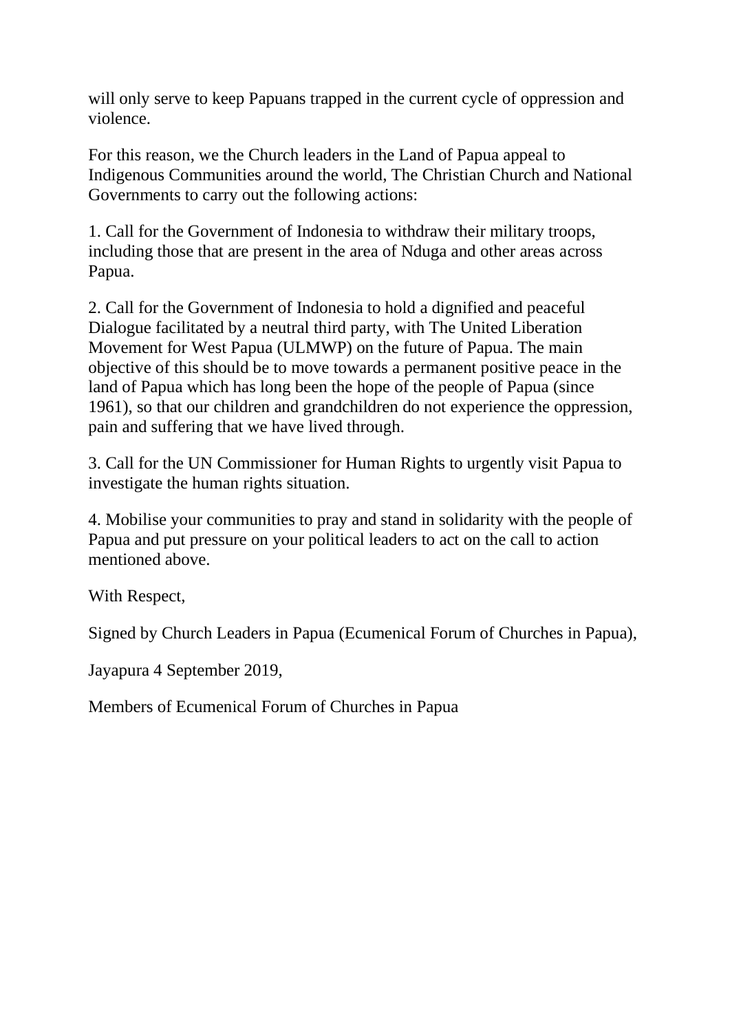will only serve to keep Papuans trapped in the current cycle of oppression and violence.

For this reason, we the Church leaders in the Land of Papua appeal to Indigenous Communities around the world, The Christian Church and National Governments to carry out the following actions:

1. Call for the Government of Indonesia to withdraw their military troops, including those that are present in the area of Nduga and other areas across Papua.

2. Call for the Government of Indonesia to hold a dignified and peaceful Dialogue facilitated by a neutral third party, with The United Liberation Movement for West Papua (ULMWP) on the future of Papua. The main objective of this should be to move towards a permanent positive peace in the land of Papua which has long been the hope of the people of Papua (since 1961), so that our children and grandchildren do not experience the oppression, pain and suffering that we have lived through.

3. Call for the UN Commissioner for Human Rights to urgently visit Papua to investigate the human rights situation.

4. Mobilise your communities to pray and stand in solidarity with the people of Papua and put pressure on your political leaders to act on the call to action mentioned above.

With Respect,

Signed by Church Leaders in Papua (Ecumenical Forum of Churches in Papua),

Jayapura 4 September 2019,

Members of Ecumenical Forum of Churches in Papua